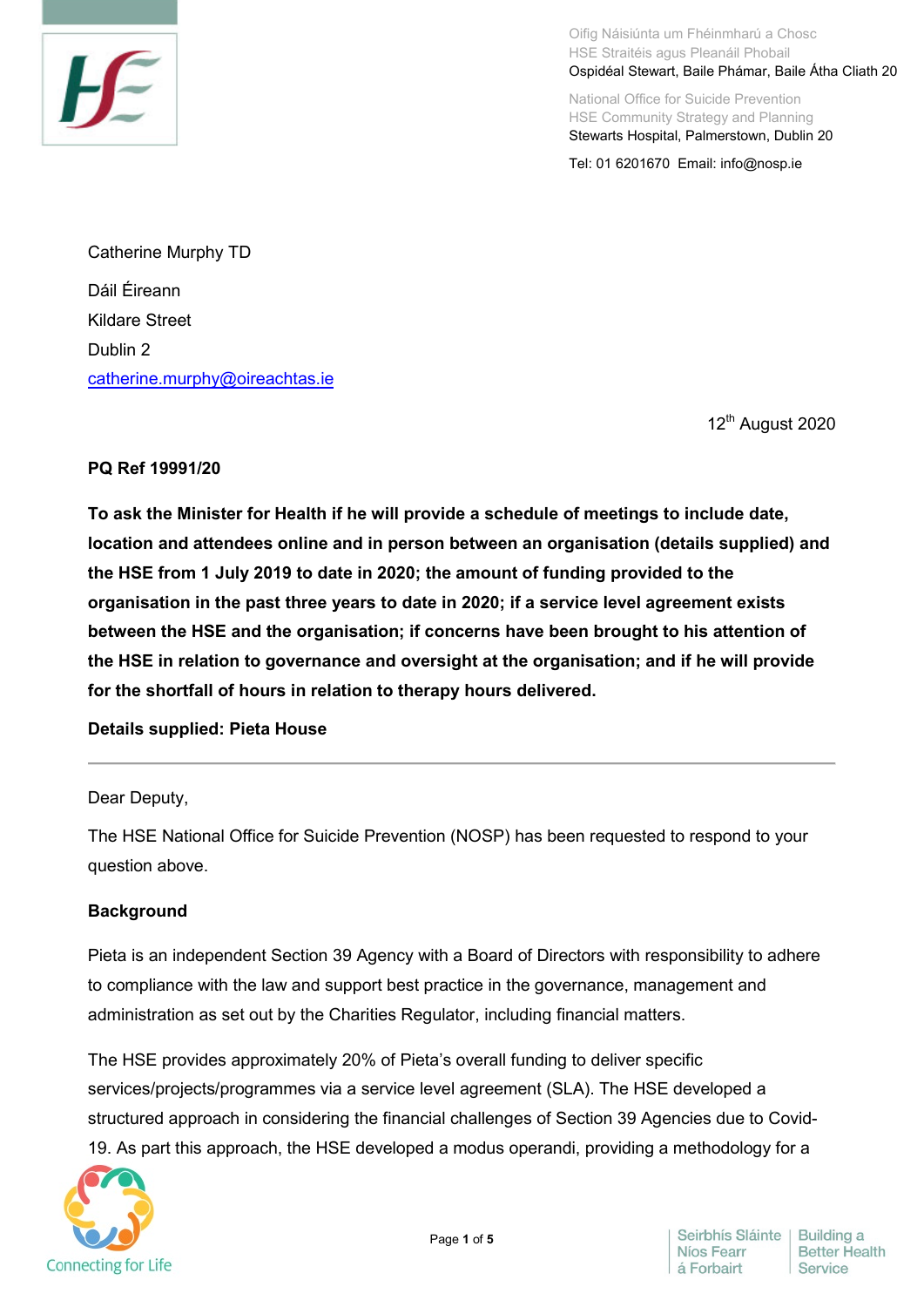Oifig Náisiúnta um Fhéinmharú a Chosc
HSE Straitéis agus Pleanáil Phobail
Ospidéal Stewart, Baile Phámar, Baile Átha Cliath 20

National Office for Suicide Prevention
HSE Community Strategy and Planning
Stewarts Hospital, Palmerstown, Dublin 20

Tel: 01 6201670 Email: info@nosp.ie

Catherine Murphy TD

Dáil Éireann

Kildare Street

Dublin 2

catherine.murphy@oireachtas.ie

12th August 2020

**PQ Ref 19991/20**

**To ask the Minister for Health if he will provide a schedule of meetings to include date, location and attendees online and in person between an organisation (details supplied) and the HSE from 1 July 2019 to date in 2020; the amount of funding provided to the organisation in the past three years to date in 2020; if a service level agreement exists between the HSE and the organisation; if concerns have been brought to his attention of the HSE in relation to governance and oversight at the organisation; and if he will provide for the shortfall of hours in relation to therapy hours delivered.**

**Details supplied: Pieta House**

---

Dear Deputy,

The HSE National Office for Suicide Prevention (NOSP) has been requested to respond to your question above.

**Background**

Pieta is an independent Section 39 Agency with a Board of Directors with responsibility to adhere to compliance with the law and support best practice in the governance, management and administration as set out by the Charities Regulator, including financial matters.

The HSE provides approximately 20% of Pieta's overall funding to deliver specific services/projects/programmes via a service level agreement (SLA). The HSE developed a structured approach in considering the financial challenges of Section 39 Agencies due to Covid-19. As part this approach, the HSE developed a modus operandi, providing a methodology for a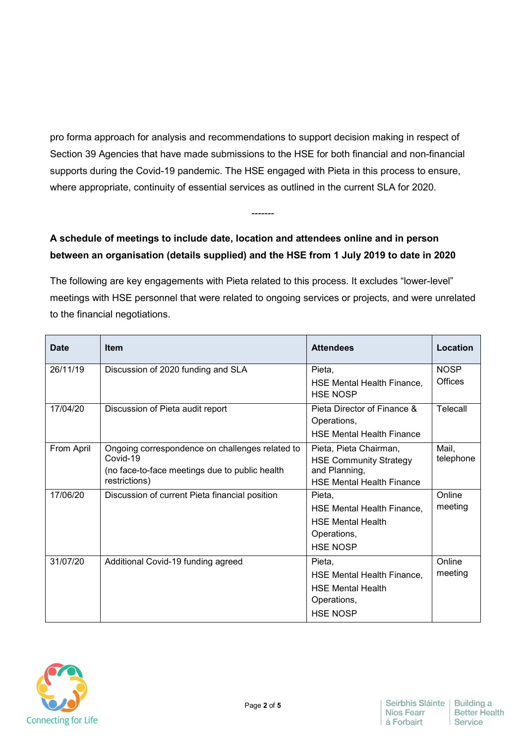pro forma approach for analysis and recommendations to support decision making in respect of Section 39 Agencies that have made submissions to the HSE for both financial and non-financial supports during the Covid-19 pandemic. The HSE engaged with Pieta in this process to ensure, where appropriate, continuity of essential services as outlined in the current SLA for 2020.

-------

**A schedule of meetings to include date, location and attendees online and in person between an organisation (details supplied) and the HSE from 1 July 2019 to date in 2020**

The following are key engagements with Pieta related to this process. It excludes "lower-level" meetings with HSE personnel that were related to ongoing services or projects, and were unrelated to the financial negotiations.

| Date | Item | Attendees | Location |
|---|---|---|---|
| 26/11/19 | Discussion of 2020 funding and SLA | Pieta, HSE Mental Health Finance, HSE NOSP | NOSP Offices |
| 17/04/20 | Discussion of Pieta audit report | Pieta Director of Finance & Operations, HSE Mental Health Finance | Telecall |
| From April | Ongoing correspondence on challenges related to Covid-19 (no face-to-face meetings due to public health restrictions) | Pieta, Pieta Chairman, HSE Community Strategy and Planning, HSE Mental Health Finance | Mail, telephone |
| 17/06/20 | Discussion of current Pieta financial position | Pieta, HSE Mental Health Finance, HSE Mental Health Operations, HSE NOSP | Online meeting |
| 31/07/20 | Additional Covid-19 funding agreed | Pieta, HSE Mental Health Finance, HSE Mental Health Operations, HSE NOSP | Online meeting |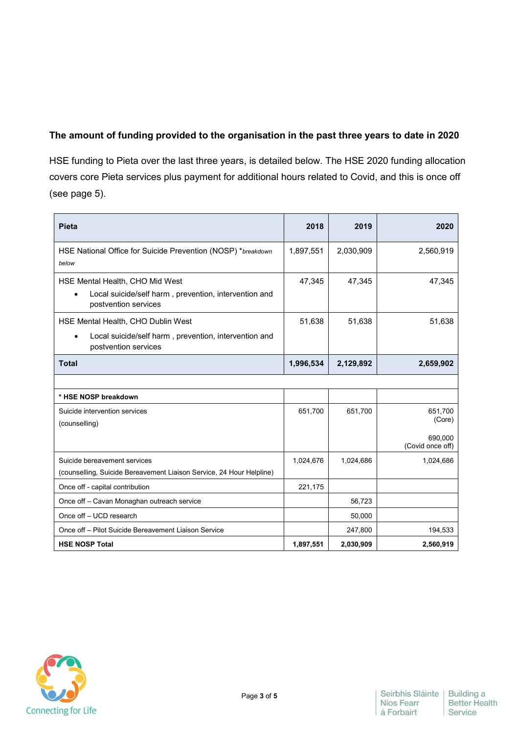**The amount of funding provided to the organisation in the past three years to date in 2020**

HSE funding to Pieta over the last three years, is detailed below. The HSE 2020 funding allocation covers core Pieta services plus payment for additional hours related to Covid, and this is once off (see page 5).

| Pieta | 2018 | 2019 | 2020 |
|---|---|---|---|
| HSE National Office for Suicide Prevention (NOSP) **breakdown below* | 1,897,551 | 2,030,909 | 2,560,919 |
| HSE Mental Health, CHO Mid West<br>• Local suicide/self harm , prevention, intervention and postvention services | 47,345 | 47,345 | 47,345 |
| HSE Mental Health, CHO Dublin West<br>• Local suicide/self harm , prevention, intervention and postvention services | 51,638 | 51,638 | 51,638 |
| **Total** | **1,996,534** | **2,129,892** | **2,659,902** |
| | | | |
| **\* HSE NOSP breakdown** | | | |
| Suicide intervention services<br>(counselling) | 651,700 | 651,700 | 651,700 (Core)<br><br>690,000 (Covid once off) |
| Suicide bereavement services<br>(counselling, Suicide Bereavement Liaison Service, 24 Hour Helpline) | 1,024,676 | 1,024,686 | 1,024,686 |
| Once off - capital contribution | 221,175 | | |
| Once off – Cavan Monaghan outreach service | | 56,723 | |
| Once off – UCD research | | 50,000 | |
| Once off – Pilot Suicide Bereavement Liaison Service | | 247,800 | 194,533 |
| **HSE NOSP Total** | **1,897,551** | **2,030,909** | **2,560,919** |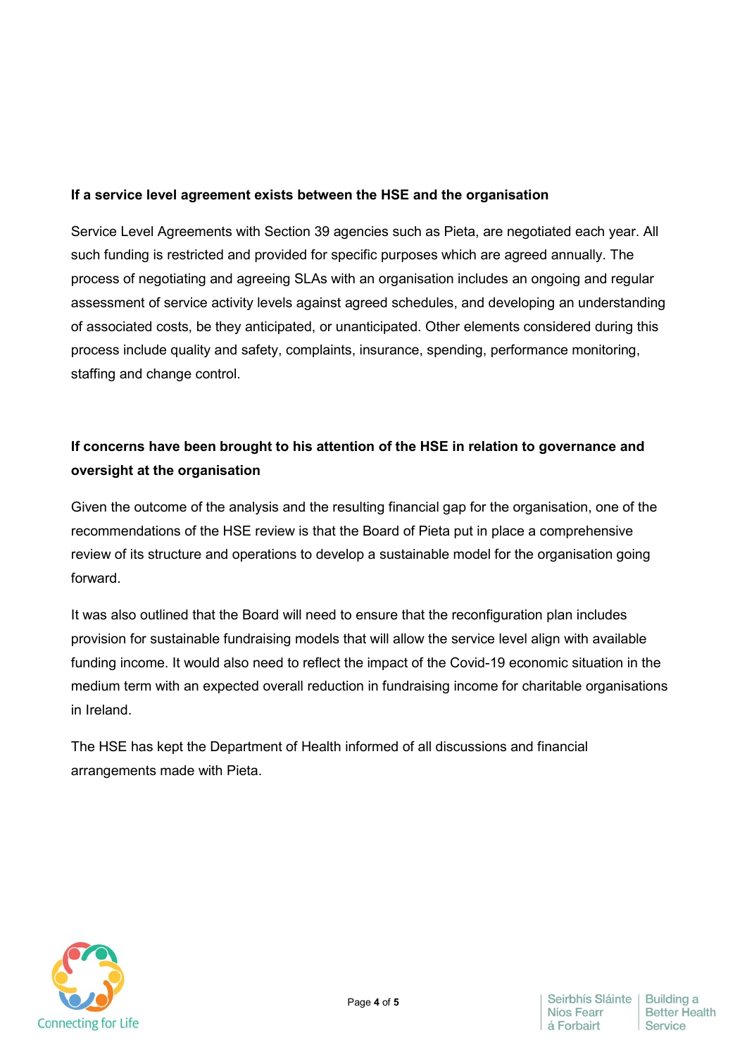**If a service level agreement exists between the HSE and the organisation**

Service Level Agreements with Section 39 agencies such as Pieta, are negotiated each year. All such funding is restricted and provided for specific purposes which are agreed annually. The process of negotiating and agreeing SLAs with an organisation includes an ongoing and regular assessment of service activity levels against agreed schedules, and developing an understanding of associated costs, be they anticipated, or unanticipated. Other elements considered during this process include quality and safety, complaints, insurance, spending, performance monitoring, staffing and change control.

**If concerns have been brought to his attention of the HSE in relation to governance and oversight at the organisation**

Given the outcome of the analysis and the resulting financial gap for the organisation, one of the recommendations of the HSE review is that the Board of Pieta put in place a comprehensive review of its structure and operations to develop a sustainable model for the organisation going forward.

It was also outlined that the Board will need to ensure that the reconfiguration plan includes provision for sustainable fundraising models that will allow the service level align with available funding income. It would also need to reflect the impact of the Covid-19 economic situation in the medium term with an expected overall reduction in fundraising income for charitable organisations in Ireland.

The HSE has kept the Department of Health informed of all discussions and financial arrangements made with Pieta.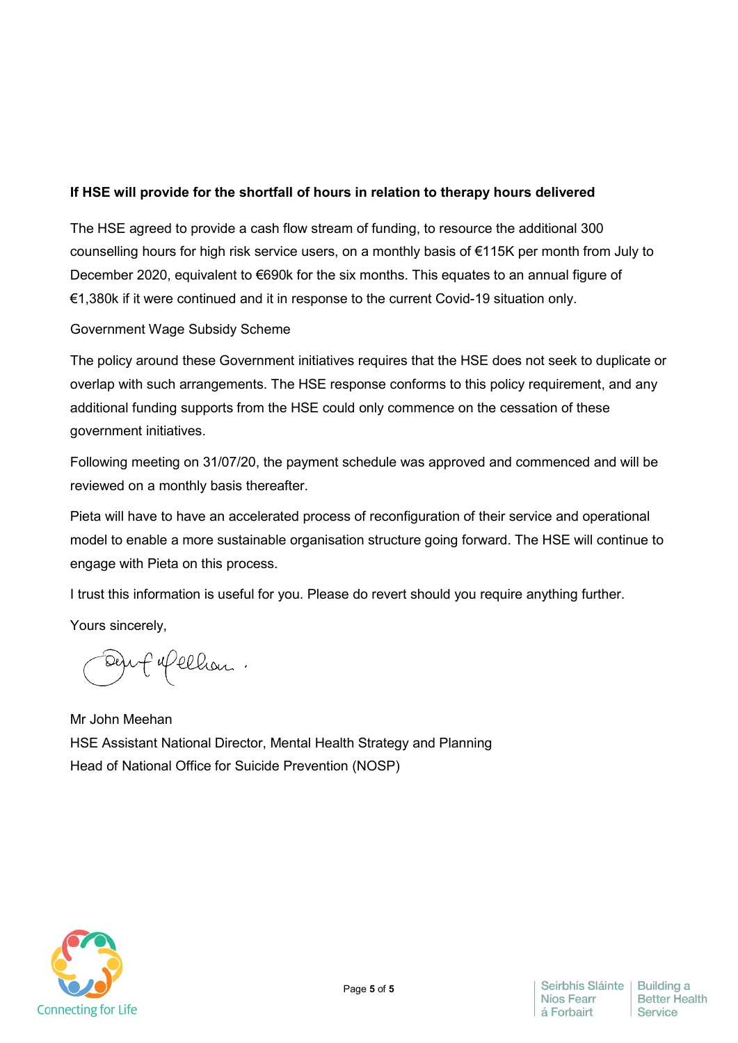**If HSE will provide for the shortfall of hours in relation to therapy hours delivered**

The HSE agreed to provide a cash flow stream of funding, to resource the additional 300 counselling hours for high risk service users, on a monthly basis of €115K per month from July to December 2020, equivalent to €690k for the six months. This equates to an annual figure of €1,380k if it were continued and it in response to the current Covid-19 situation only.

Government Wage Subsidy Scheme

The policy around these Government initiatives requires that the HSE does not seek to duplicate or overlap with such arrangements. The HSE response conforms to this policy requirement, and any additional funding supports from the HSE could only commence on the cessation of these government initiatives.

Following meeting on 31/07/20, the payment schedule was approved and commenced and will be reviewed on a monthly basis thereafter.

Pieta will have to have an accelerated process of reconfiguration of their service and operational model to enable a more sustainable organisation structure going forward. The HSE will continue to engage with Pieta on this process.

I trust this information is useful for you. Please do revert should you require anything further.

Yours sincerely,

Mr John Meehan
HSE Assistant National Director, Mental Health Strategy and Planning
Head of National Office for Suicide Prevention (NOSP)